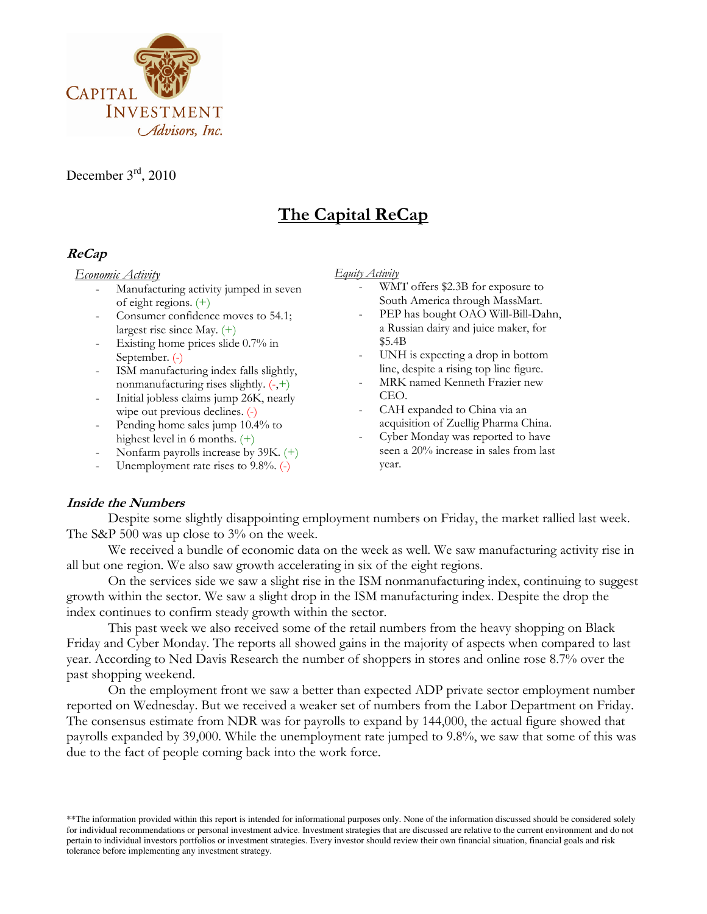Capital Investment Advisors, Inc.

December 3rd, 2010

# The Capital ReCap

## ReCap

*Economic Activity*

- Manufacturing activity jumped in seven of eight regions. (+)
- Consumer confidence moves to 54.1; largest rise since May. (+)
- Existing home prices slide 0.7% in September. (-)
- ISM manufacturing index falls slightly, nonmanufacturing rises slightly. (-,+)
- Initial jobless claims jump 26K, nearly wipe out previous declines. (-)
- Pending home sales jump 10.4% to highest level in 6 months. (+)
- Nonfarm payrolls increase by 39K. (+)
- Unemployment rate rises to 9.8%. (-)

*Equity Activity*

- WMT offers $2.3B for exposure to South America through MassMart.
- PEP has bought OAO Will-Bill-Dahn, a Russian dairy and juice maker, for $5.4B
- UNH is expecting a drop in bottom line, despite a rising top line figure.
- MRK named Kenneth Frazier new CEO.
- CAH expanded to China via an acquisition of Zuellig Pharma China.
- Cyber Monday was reported to have seen a 20% increase in sales from last year.

## Inside the Numbers

Despite some slightly disappointing employment numbers on Friday, the market rallied last week. The S&P 500 was up close to 3% on the week.

We received a bundle of economic data on the week as well. We saw manufacturing activity rise in all but one region. We also saw growth accelerating in six of the eight regions.

On the services side we saw a slight rise in the ISM nonmanufacturing index, continuing to suggest growth within the sector. We saw a slight drop in the ISM manufacturing index. Despite the drop the index continues to confirm steady growth within the sector.

This past week we also received some of the retail numbers from the heavy shopping on Black Friday and Cyber Monday. The reports all showed gains in the majority of aspects when compared to last year. According to Ned Davis Research the number of shoppers in stores and online rose 8.7% over the past shopping weekend.

On the employment front we saw a better than expected ADP private sector employment number reported on Wednesday. But we received a weaker set of numbers from the Labor Department on Friday. The consensus estimate from NDR was for payrolls to expand by 144,000, the actual figure showed that payrolls expanded by 39,000. While the unemployment rate jumped to 9.8%, we saw that some of this was due to the fact of people coming back into the work force.

**The information provided within this report is intended for informational purposes only. None of the information discussed should be considered solely for individual recommendations or personal investment advice. Investment strategies that are discussed are relative to the current environment and do not pertain to individual investors portfolios or investment strategies. Every investor should review their own financial situation, financial goals and risk tolerance before implementing any investment strategy.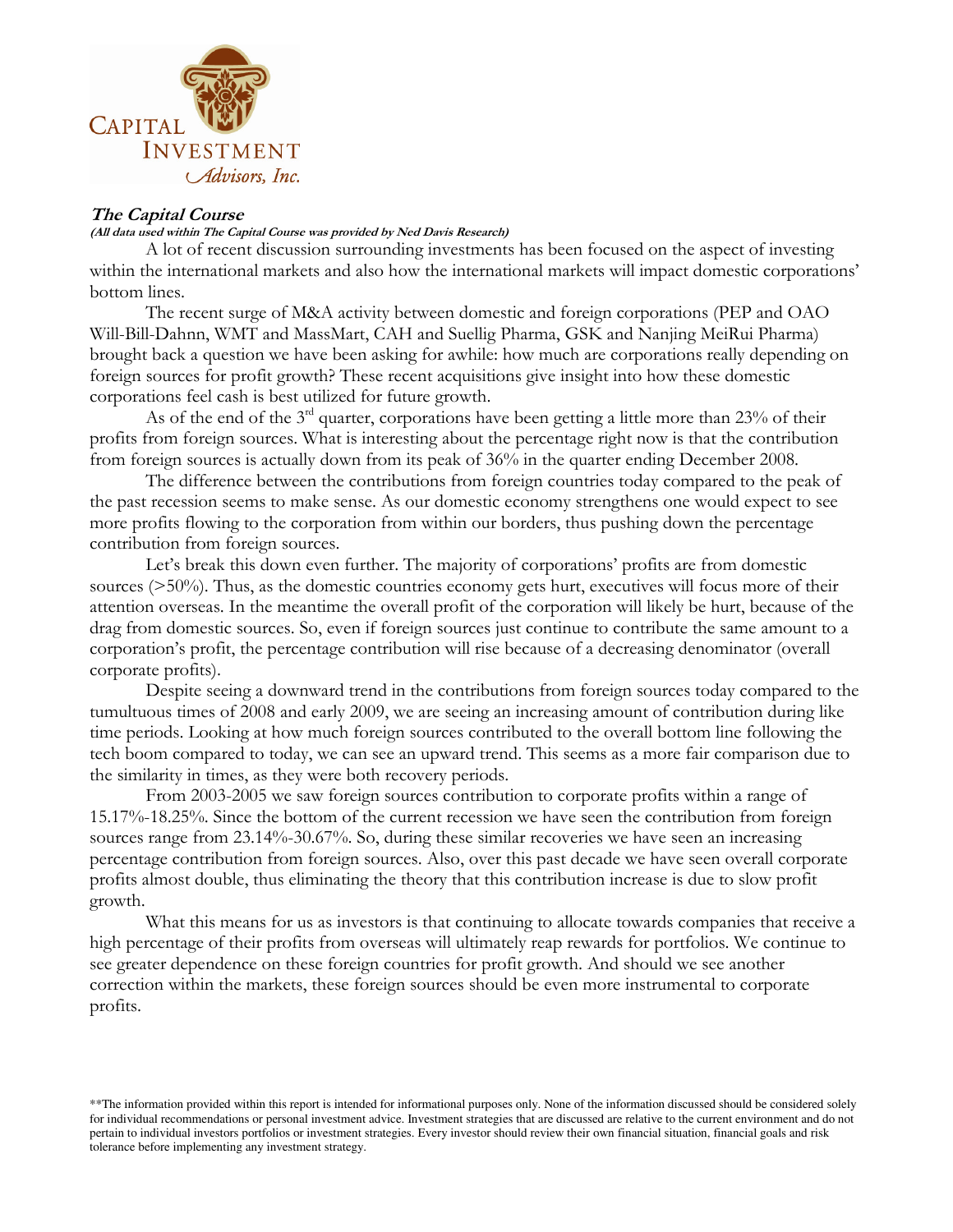CAPITAL INVESTMENT *Advisors, Inc.*

## *The Capital Course*

**(All data used within *The Capital Course* was provided by Ned Davis Research)**

A lot of recent discussion surrounding investments has been focused on the aspect of investing within the international markets and also how the international markets will impact domestic corporations' bottom lines.

The recent surge of M&A activity between domestic and foreign corporations (PEP and OAO Will-Bill-Dahnn, WMT and MassMart, CAH and Suellig Pharma, GSK and Nanjing MeiRui Pharma) brought back a question we have been asking for awhile: how much are corporations really depending on foreign sources for profit growth? These recent acquisitions give insight into how these domestic corporations feel cash is best utilized for future growth.

As of the end of the 3rd quarter, corporations have been getting a little more than 23% of their profits from foreign sources. What is interesting about the percentage right now is that the contribution from foreign sources is actually down from its peak of 36% in the quarter ending December 2008.

The difference between the contributions from foreign countries today compared to the peak of the past recession seems to make sense. As our domestic economy strengthens one would expect to see more profits flowing to the corporation from within our borders, thus pushing down the percentage contribution from foreign sources.

Let's break this down even further. The majority of corporations' profits are from domestic sources (>50%). Thus, as the domestic countries economy gets hurt, executives will focus more of their attention overseas. In the meantime the overall profit of the corporation will likely be hurt, because of the drag from domestic sources. So, even if foreign sources just continue to contribute the same amount to a corporation's profit, the percentage contribution will rise because of a decreasing denominator (overall corporate profits).

Despite seeing a downward trend in the contributions from foreign sources today compared to the tumultuous times of 2008 and early 2009, we are seeing an increasing amount of contribution during like time periods. Looking at how much foreign sources contributed to the overall bottom line following the tech boom compared to today, we can see an upward trend. This seems as a more fair comparison due to the similarity in times, as they were both recovery periods.

From 2003-2005 we saw foreign sources contribution to corporate profits within a range of 15.17%-18.25%. Since the bottom of the current recession we have seen the contribution from foreign sources range from 23.14%-30.67%. So, during these similar recoveries we have seen an increasing percentage contribution from foreign sources. Also, over this past decade we have seen overall corporate profits almost double, thus eliminating the theory that this contribution increase is due to slow profit growth.

What this means for us as investors is that continuing to allocate towards companies that receive a high percentage of their profits from overseas will ultimately reap rewards for portfolios. We continue to see greater dependence on these foreign countries for profit growth. And should we see another correction within the markets, these foreign sources should be even more instrumental to corporate profits.

**The information provided within this report is intended for informational purposes only. None of the information discussed should be considered solely for individual recommendations or personal investment advice. Investment strategies that are discussed are relative to the current environment and do not pertain to individual investors portfolios or investment strategies. Every investor should review their own financial situation, financial goals and risk tolerance before implementing any investment strategy.